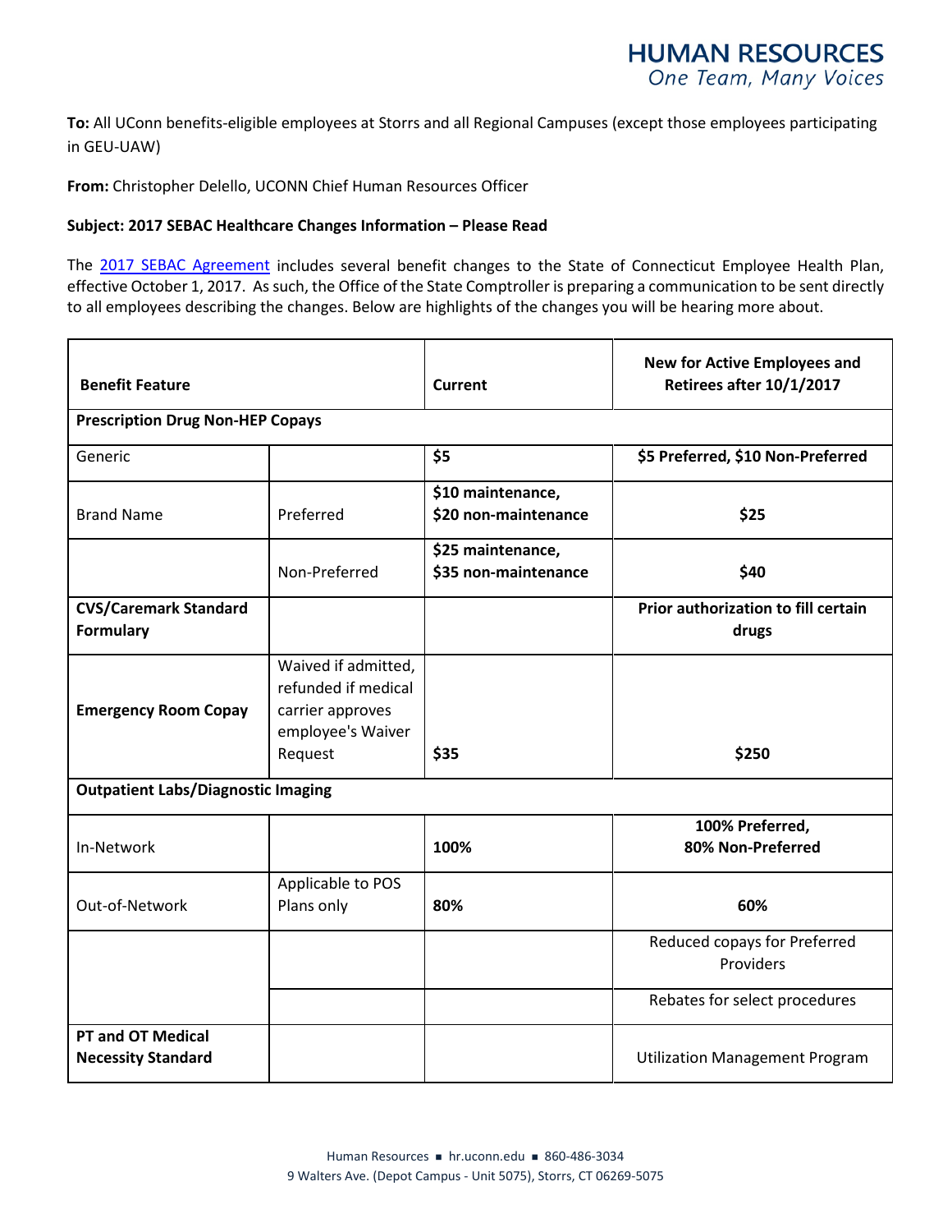# HUMAN RESOURCES
*One Team, Many Voices*

**To:** All UConn benefits-eligible employees at Storrs and all Regional Campuses (except those employees participating in GEU-UAW)

**From:** Christopher Delello, UCONN Chief Human Resources Officer

**Subject: 2017 SEBAC Healthcare Changes Information – Please Read**

The 2017 SEBAC Agreement includes several benefit changes to the State of Connecticut Employee Health Plan, effective October 1, 2017. As such, the Office of the State Comptroller is preparing a communication to be sent directly to all employees describing the changes. Below are highlights of the changes you will be hearing more about.

| **Benefit Feature** | | **Current** | **New for Active Employees and Retirees after 10/1/2017** |
|---|---|---|---|
| **Prescription Drug Non-HEP Copays** | | | |
| Generic | | **$5** | **$5 Preferred, $10 Non-Preferred** |
| Brand Name | Preferred | **$10 maintenance, $20 non-maintenance** | **$25** |
| | Non-Preferred | **$25 maintenance, $35 non-maintenance** | **$40** |
| **CVS/Caremark Standard Formulary** | | | **Prior authorization to fill certain drugs** |
| **Emergency Room Copay** | Waived if admitted, refunded if medical carrier approves employee's Waiver Request | **$35** | **$250** |
| **Outpatient Labs/Diagnostic Imaging** | | | |
| In-Network | | **100%** | **100% Preferred, 80% Non-Preferred** |
| Out-of-Network | Applicable to POS Plans only | **80%** | **60%** |
| | | | Reduced copays for Preferred Providers |
| | | | Rebates for select procedures |
| **PT and OT Medical Necessity Standard** | | | Utilization Management Program |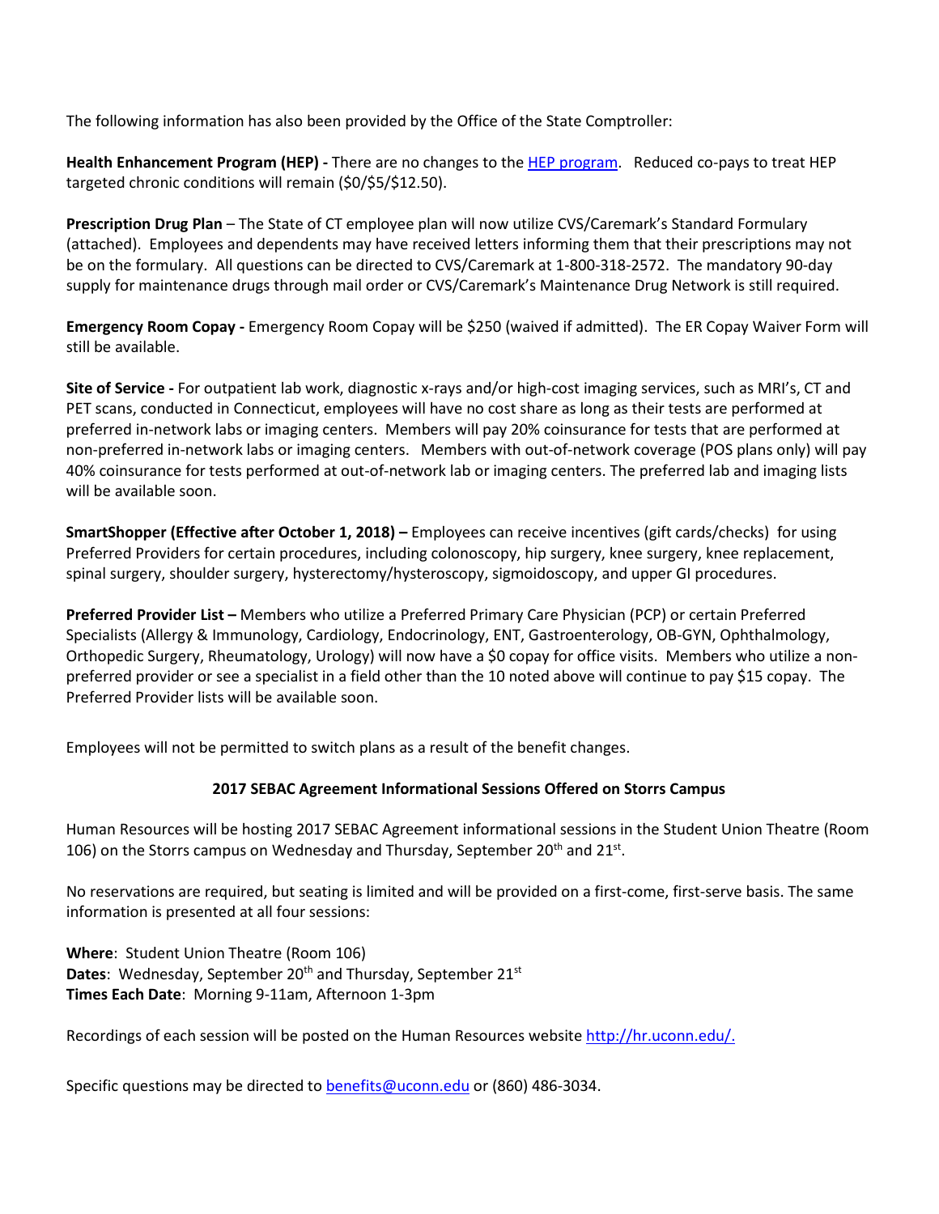The following information has also been provided by the Office of the State Comptroller:

**Health Enhancement Program (HEP) -** There are no changes to the [HEP program](). Reduced co-pays to treat HEP targeted chronic conditions will remain ($0/$5/$12.50).

**Prescription Drug Plan** – The State of CT employee plan will now utilize CVS/Caremark's Standard Formulary (attached). Employees and dependents may have received letters informing them that their prescriptions may not be on the formulary. All questions can be directed to CVS/Caremark at 1-800-318-2572. The mandatory 90-day supply for maintenance drugs through mail order or CVS/Caremark's Maintenance Drug Network is still required.

**Emergency Room Copay -** Emergency Room Copay will be $250 (waived if admitted). The ER Copay Waiver Form will still be available.

**Site of Service -** For outpatient lab work, diagnostic x-rays and/or high-cost imaging services, such as MRI's, CT and PET scans, conducted in Connecticut, employees will have no cost share as long as their tests are performed at preferred in-network labs or imaging centers. Members will pay 20% coinsurance for tests that are performed at non-preferred in-network labs or imaging centers. Members with out-of-network coverage (POS plans only) will pay 40% coinsurance for tests performed at out-of-network lab or imaging centers. The preferred lab and imaging lists will be available soon.

**SmartShopper (Effective after October 1, 2018) –** Employees can receive incentives (gift cards/checks) for using Preferred Providers for certain procedures, including colonoscopy, hip surgery, knee surgery, knee replacement, spinal surgery, shoulder surgery, hysterectomy/hysteroscopy, sigmoidoscopy, and upper GI procedures.

**Preferred Provider List –** Members who utilize a Preferred Primary Care Physician (PCP) or certain Preferred Specialists (Allergy & Immunology, Cardiology, Endocrinology, ENT, Gastroenterology, OB-GYN, Ophthalmology, Orthopedic Surgery, Rheumatology, Urology) will now have a $0 copay for office visits. Members who utilize a non-preferred provider or see a specialist in a field other than the 10 noted above will continue to pay $15 copay. The Preferred Provider lists will be available soon.

Employees will not be permitted to switch plans as a result of the benefit changes.

## 2017 SEBAC Agreement Informational Sessions Offered on Storrs Campus

Human Resources will be hosting 2017 SEBAC Agreement informational sessions in the Student Union Theatre (Room 106) on the Storrs campus on Wednesday and Thursday, September 20th and 21st.

No reservations are required, but seating is limited and will be provided on a first-come, first-serve basis. The same information is presented at all four sessions:

**Where**: Student Union Theatre (Room 106)
**Dates**: Wednesday, September 20th and Thursday, September 21st
**Times Each Date**: Morning 9-11am, Afternoon 1-3pm

Recordings of each session will be posted on the Human Resources website [http://hr.uconn.edu/.](http://hr.uconn.edu/)

Specific questions may be directed to [benefits@uconn.edu](mailto:benefits@uconn.edu) or (860) 486-3034.